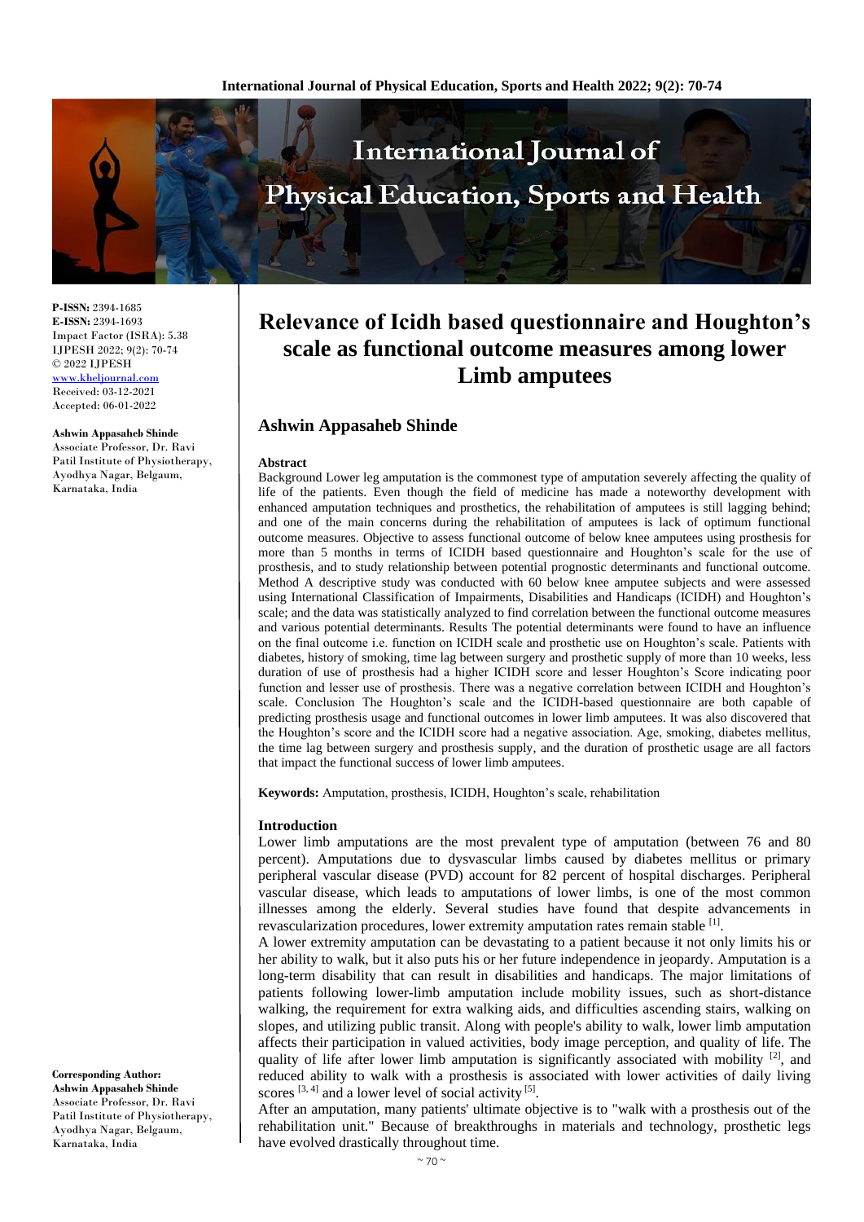P-ISSN: 2394-1685
E-ISSN: 2394-1693
Impact Factor (ISRA): 5.38
IJPESH 2022; 9(2): 70-74
© 2022 IJPESH
www.kheljournal.com
Received: 03-12-2021
Accepted: 06-01-2022

**Ashwin Appasaheb Shinde**
Associate Professor, Dr. Ravi Patil Institute of Physiotherapy, Ayodhya Nagar, Belgaum, Karnataka, India

**Corresponding Author:**
**Ashwin Appasaheb Shinde**
Associate Professor, Dr. Ravi Patil Institute of Physiotherapy, Ayodhya Nagar, Belgaum, Karnataka, India

# Relevance of Icidh based questionnaire and Houghton's scale as functional outcome measures among lower Limb amputees

## Ashwin Appasaheb Shinde

### Abstract

Background Lower leg amputation is the commonest type of amputation severely affecting the quality of life of the patients. Even though the field of medicine has made a noteworthy development with enhanced amputation techniques and prosthetics, the rehabilitation of amputees is still lagging behind; and one of the main concerns during the rehabilitation of amputees is lack of optimum functional outcome measures. Objective to assess functional outcome of below knee amputees using prosthesis for more than 5 months in terms of ICIDH based questionnaire and Houghton's scale for the use of prosthesis, and to study relationship between potential prognostic determinants and functional outcome. Method A descriptive study was conducted with 60 below knee amputee subjects and were assessed using International Classification of Impairments, Disabilities and Handicaps (ICIDH) and Houghton's scale; and the data was statistically analyzed to find correlation between the functional outcome measures and various potential determinants. Results The potential determinants were found to have an influence on the final outcome i.e. function on ICIDH scale and prosthetic use on Houghton's scale. Patients with diabetes, history of smoking, time lag between surgery and prosthetic supply of more than 10 weeks, less duration of use of prosthesis had a higher ICIDH score and lesser Houghton's Score indicating poor function and lesser use of prosthesis. There was a negative correlation between ICIDH and Houghton's scale. Conclusion The Houghton's scale and the ICIDH-based questionnaire are both capable of predicting prosthesis usage and functional outcomes in lower limb amputees. It was also discovered that the Houghton's score and the ICIDH score had a negative association. Age, smoking, diabetes mellitus, the time lag between surgery and prosthesis supply, and the duration of prosthetic usage are all factors that impact the functional success of lower limb amputees.

**Keywords:** Amputation, prosthesis, ICIDH, Houghton's scale, rehabilitation

### Introduction

Lower limb amputations are the most prevalent type of amputation (between 76 and 80 percent). Amputations due to dysvascular limbs caused by diabetes mellitus or primary peripheral vascular disease (PVD) account for 82 percent of hospital discharges. Peripheral vascular disease, which leads to amputations of lower limbs, is one of the most common illnesses among the elderly. Several studies have found that despite advancements in revascularization procedures, lower extremity amputation rates remain stable [1].

A lower extremity amputation can be devastating to a patient because it not only limits his or her ability to walk, but it also puts his or her future independence in jeopardy. Amputation is a long-term disability that can result in disabilities and handicaps. The major limitations of patients following lower-limb amputation include mobility issues, such as short-distance walking, the requirement for extra walking aids, and difficulties ascending stairs, walking on slopes, and utilizing public transit. Along with people's ability to walk, lower limb amputation affects their participation in valued activities, body image perception, and quality of life. The quality of life after lower limb amputation is significantly associated with mobility [2], and reduced ability to walk with a prosthesis is associated with lower activities of daily living scores [3, 4] and a lower level of social activity [5].

After an amputation, many patients' ultimate objective is to "walk with a prosthesis out of the rehabilitation unit." Because of breakthroughs in materials and technology, prosthetic legs have evolved drastically throughout time.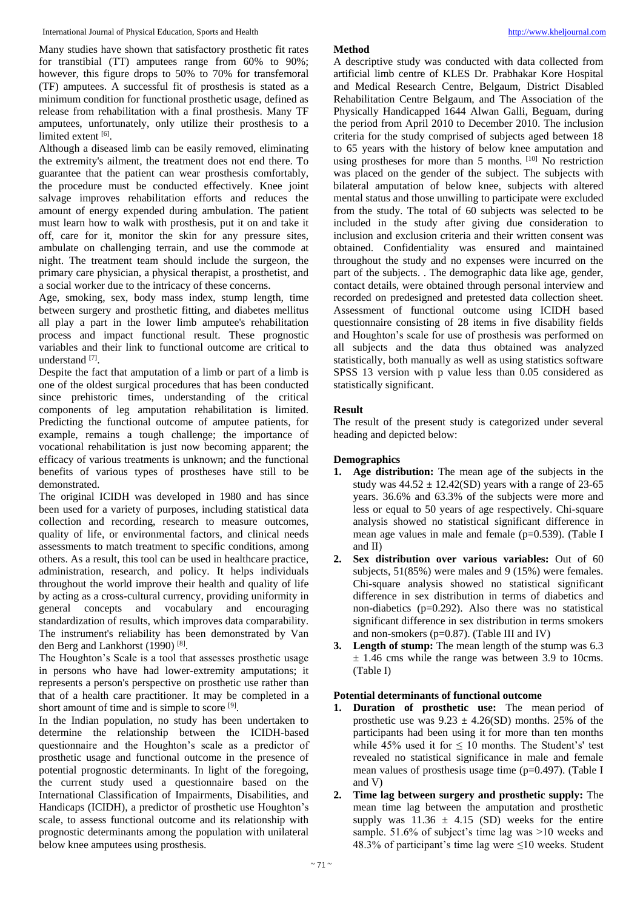Many studies have shown that satisfactory prosthetic fit rates for transtibial (TT) amputees range from 60% to 90%; however, this figure drops to 50% to 70% for transfemoral (TF) amputees. A successful fit of prosthesis is stated as a minimum condition for functional prosthetic usage, defined as release from rehabilitation with a final prosthesis. Many TF amputees, unfortunately, only utilize their prosthesis to a limited extent [6].

Although a diseased limb can be easily removed, eliminating the extremity's ailment, the treatment does not end there. To guarantee that the patient can wear prosthesis comfortably, the procedure must be conducted effectively. Knee joint salvage improves rehabilitation efforts and reduces the amount of energy expended during ambulation. The patient must learn how to walk with prosthesis, put it on and take it off, care for it, monitor the skin for any pressure sites, ambulate on challenging terrain, and use the commode at night. The treatment team should include the surgeon, the primary care physician, a physical therapist, a prosthetist, and a social worker due to the intricacy of these concerns.

Age, smoking, sex, body mass index, stump length, time between surgery and prosthetic fitting, and diabetes mellitus all play a part in the lower limb amputee's rehabilitation process and impact functional result. These prognostic variables and their link to functional outcome are critical to understand [7].

Despite the fact that amputation of a limb or part of a limb is one of the oldest surgical procedures that has been conducted since prehistoric times, understanding of the critical components of leg amputation rehabilitation is limited. Predicting the functional outcome of amputee patients, for example, remains a tough challenge; the importance of vocational rehabilitation is just now becoming apparent; the efficacy of various treatments is unknown; and the functional benefits of various types of prostheses have still to be demonstrated.

The original ICIDH was developed in 1980 and has since been used for a variety of purposes, including statistical data collection and recording, research to measure outcomes, quality of life, or environmental factors, and clinical needs assessments to match treatment to specific conditions, among others. As a result, this tool can be used in healthcare practice, administration, research, and policy. It helps individuals throughout the world improve their health and quality of life by acting as a cross-cultural currency, providing uniformity in general concepts and vocabulary and encouraging standardization of results, which improves data comparability. The instrument's reliability has been demonstrated by Van den Berg and Lankhorst (1990) [8].

The Houghton's Scale is a tool that assesses prosthetic usage in persons who have had lower-extremity amputations; it represents a person's perspective on prosthetic use rather than that of a health care practitioner. It may be completed in a short amount of time and is simple to score [9].

In the Indian population, no study has been undertaken to determine the relationship between the ICIDH-based questionnaire and the Houghton's scale as a predictor of prosthetic usage and functional outcome in the presence of potential prognostic determinants. In light of the foregoing, the current study used a questionnaire based on the International Classification of Impairments, Disabilities, and Handicaps (ICIDH), a predictor of prosthetic use Houghton's scale, to assess functional outcome and its relationship with prognostic determinants among the population with unilateral below knee amputees using prosthesis.

## Method

A descriptive study was conducted with data collected from artificial limb centre of KLES Dr. Prabhakar Kore Hospital and Medical Research Centre, Belgaum, District Disabled Rehabilitation Centre Belgaum, and The Association of the Physically Handicapped 1644 Alwan Galli, Beguam, during the period from April 2010 to December 2010. The inclusion criteria for the study comprised of subjects aged between 18 to 65 years with the history of below knee amputation and using prostheses for more than 5 months. [10] No restriction was placed on the gender of the subject. The subjects with bilateral amputation of below knee, subjects with altered mental status and those unwilling to participate were excluded from the study. The total of 60 subjects was selected to be included in the study after giving due consideration to inclusion and exclusion criteria and their written consent was obtained. Confidentiality was ensured and maintained throughout the study and no expenses were incurred on the part of the subjects. . The demographic data like age, gender, contact details, were obtained through personal interview and recorded on predesigned and pretested data collection sheet. Assessment of functional outcome using ICIDH based questionnaire consisting of 28 items in five disability fields and Houghton's scale for use of prosthesis was performed on all subjects and the data thus obtained was analyzed statistically, both manually as well as using statistics software SPSS 13 version with p value less than 0.05 considered as statistically significant.

## Result

The result of the present study is categorized under several heading and depicted below:

### Demographics

1. **Age distribution:** The mean age of the subjects in the study was $44.52 \pm 12.42$(SD) years with a range of 23-65 years. 36.6% and 63.3% of the subjects were more and less or equal to 50 years of age respectively. Chi-square analysis showed no statistical significant difference in mean age values in male and female ($p=0.539$). (Table I and II)
2. **Sex distribution over various variables:** Out of 60 subjects, 51(85%) were males and 9 (15%) were females. Chi-square analysis showed no statistical significant difference in sex distribution in terms of diabetics and non-diabetics ($p=0.292$). Also there was no statistical significant difference in sex distribution in terms smokers and non-smokers ($p=0.87$). (Table III and IV)
3. **Length of stump:** The mean length of the stump was 6.3 $\pm$ 1.46 cms while the range was between 3.9 to 10cms. (Table I)

### Potential determinants of functional outcome

1. **Duration of prosthetic use:** The mean period of prosthetic use was $9.23 \pm 4.26$(SD) months. 25% of the participants had been using it for more than ten months while 45% used it for $\leq$ 10 months. The Student's' test revealed no statistical significance in male and female mean values of prosthesis usage time ($p=0.497$). (Table I and V)
2. **Time lag between surgery and prosthetic supply:** The mean time lag between the amputation and prosthetic supply was $11.36 \pm 4.15$ (SD) weeks for the entire sample. 51.6% of subject's time lag was >10 weeks and 48.3% of participant's time lag were $\leq$10 weeks. Student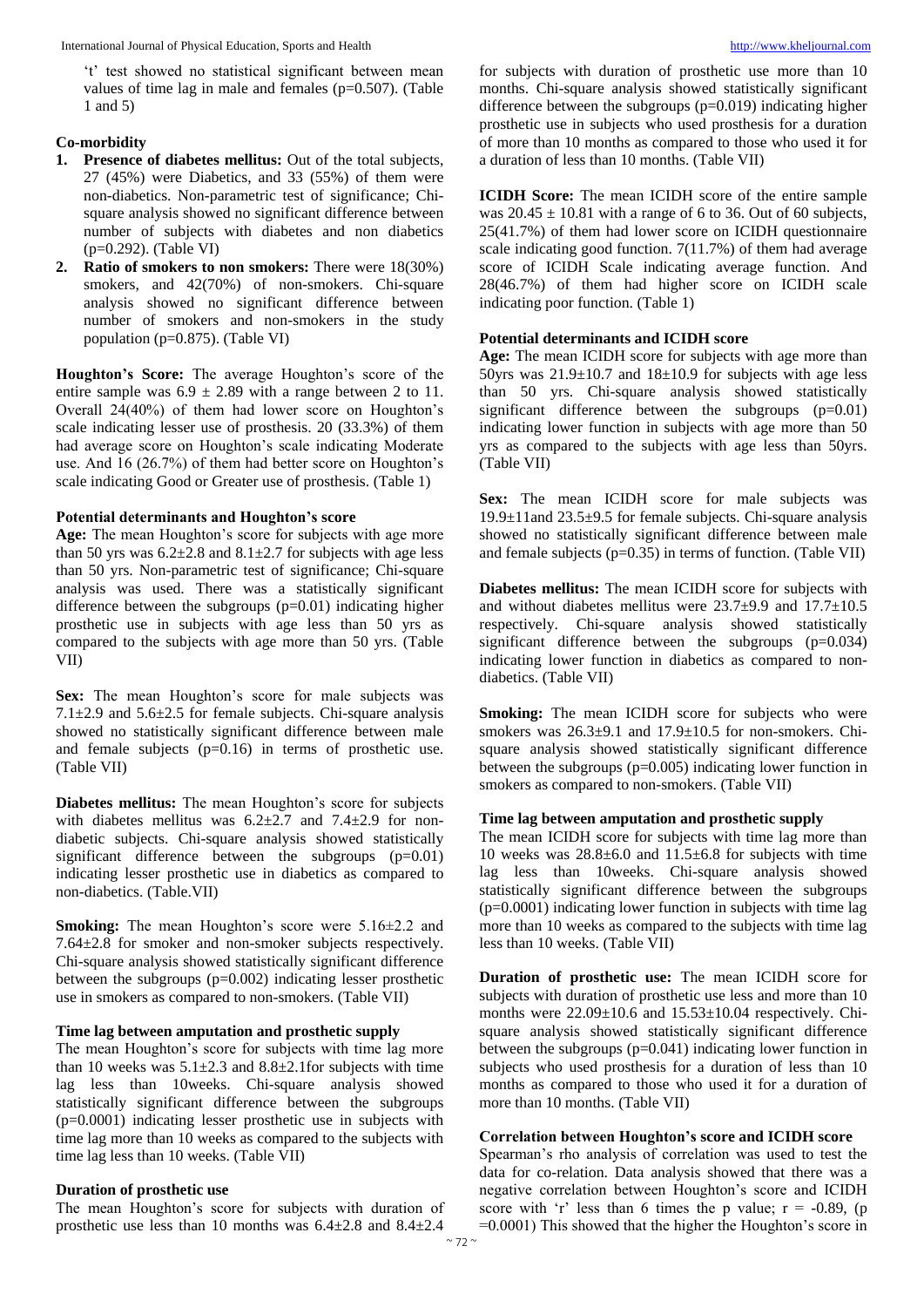't' test showed no statistical significant between mean values of time lag in male and females (p=0.507). (Table 1 and 5)

**Co-morbidity**

1. **Presence of diabetes mellitus:** Out of the total subjects, 27 (45%) were Diabetics, and 33 (55%) of them were non-diabetics. Non-parametric test of significance; Chi-square analysis showed no significant difference between number of subjects with diabetes and non diabetics (p=0.292). (Table VI)
2. **Ratio of smokers to non smokers:** There were 18(30%) smokers, and 42(70%) of non-smokers. Chi-square analysis showed no significant difference between number of smokers and non-smokers in the study population (p=0.875). (Table VI)

**Houghton's Score:** The average Houghton's score of the entire sample was $6.9 \pm 2.89$ with a range between 2 to 11. Overall 24(40%) of them had lower score on Houghton's scale indicating lesser use of prosthesis. 20 (33.3%) of them had average score on Houghton's scale indicating Moderate use. And 16 (26.7%) of them had better score on Houghton's scale indicating Good or Greater use of prosthesis. (Table 1)

**Potential determinants and Houghton's score**

**Age:** The mean Houghton's score for subjects with age more than 50 yrs was $6.2\pm2.8$ and $8.1\pm2.7$ for subjects with age less than 50 yrs. Non-parametric test of significance; Chi-square analysis was used. There was a statistically significant difference between the subgroups (p=0.01) indicating higher prosthetic use in subjects with age less than 50 yrs as compared to the subjects with age more than 50 yrs. (Table VII)

**Sex:** The mean Houghton's score for male subjects was $7.1\pm2.9$ and $5.6\pm2.5$ for female subjects. Chi-square analysis showed no statistically significant difference between male and female subjects (p=0.16) in terms of prosthetic use. (Table VII)

**Diabetes mellitus:** The mean Houghton's score for subjects with diabetes mellitus was $6.2\pm2.7$ and $7.4\pm2.9$ for non-diabetic subjects. Chi-square analysis showed statistically significant difference between the subgroups (p=0.01) indicating lesser prosthetic use in diabetics as compared to non-diabetics. (Table.VII)

**Smoking:** The mean Houghton's score were $5.16\pm2.2$ and $7.64\pm2.8$ for smoker and non-smoker subjects respectively. Chi-square analysis showed statistically significant difference between the subgroups (p=0.002) indicating lesser prosthetic use in smokers as compared to non-smokers. (Table VII)

**Time lag between amputation and prosthetic supply**

The mean Houghton's score for subjects with time lag more than 10 weeks was $5.1\pm2.3$ and $8.8\pm2.1$for subjects with time lag less than 10weeks. Chi-square analysis showed statistically significant difference between the subgroups (p=0.0001) indicating lesser prosthetic use in subjects with time lag more than 10 weeks as compared to the subjects with time lag less than 10 weeks. (Table VII)

**Duration of prosthetic use**

The mean Houghton's score for subjects with duration of prosthetic use less than 10 months was $6.4\pm2.8$ and $8.4\pm2.4$ for subjects with duration of prosthetic use more than 10 months. Chi-square analysis showed statistically significant difference between the subgroups (p=0.019) indicating higher prosthetic use in subjects who used prosthesis for a duration of more than 10 months as compared to those who used it for a duration of less than 10 months. (Table VII)

**ICIDH Score:** The mean ICIDH score of the entire sample was $20.45 \pm 10.81$ with a range of 6 to 36. Out of 60 subjects, 25(41.7%) of them had lower score on ICIDH questionnaire scale indicating good function. 7(11.7%) of them had average score of ICIDH Scale indicating average function. And 28(46.7%) of them had higher score on ICIDH scale indicating poor function. (Table 1)

**Potential determinants and ICIDH score**

**Age:** The mean ICIDH score for subjects with age more than 50yrs was $21.9\pm10.7$ and $18\pm10.9$ for subjects with age less than 50 yrs. Chi-square analysis showed statistically significant difference between the subgroups (p=0.01) indicating lower function in subjects with age more than 50 yrs as compared to the subjects with age less than 50yrs. (Table VII)

**Sex:** The mean ICIDH score for male subjects was $19.9\pm11$and $23.5\pm9.5$ for female subjects. Chi-square analysis showed no statistically significant difference between male and female subjects (p=0.35) in terms of function. (Table VII)

**Diabetes mellitus:** The mean ICIDH score for subjects with and without diabetes mellitus were $23.7\pm9.9$ and $17.7\pm10.5$ respectively. Chi-square analysis showed statistically significant difference between the subgroups (p=0.034) indicating lower function in diabetics as compared to non-diabetics. (Table VII)

**Smoking:** The mean ICIDH score for subjects who were smokers was $26.3\pm9.1$ and $17.9\pm10.5$ for non-smokers. Chi-square analysis showed statistically significant difference between the subgroups (p=0.005) indicating lower function in smokers as compared to non-smokers. (Table VII)

**Time lag between amputation and prosthetic supply**

The mean ICIDH score for subjects with time lag more than 10 weeks was $28.8\pm6.0$ and $11.5\pm6.8$ for subjects with time lag less than 10weeks. Chi-square analysis showed statistically significant difference between the subgroups (p=0.0001) indicating lower function in subjects with time lag more than 10 weeks as compared to the subjects with time lag less than 10 weeks. (Table VII)

**Duration of prosthetic use:** The mean ICIDH score for subjects with duration of prosthetic use less and more than 10 months were $22.09\pm10.6$ and $15.53\pm10.04$ respectively. Chi-square analysis showed statistically significant difference between the subgroups (p=0.041) indicating lower function in subjects who used prosthesis for a duration of less than 10 months as compared to those who used it for a duration of more than 10 months. (Table VII)

**Correlation between Houghton's score and ICIDH score**

Spearman's rho analysis of correlation was used to test the data for co-relation. Data analysis showed that there was a negative correlation between Houghton's score and ICIDH score with 'r' less than 6 times the p value; r = -0.89, (p =0.0001) This showed that the higher the Houghton's score in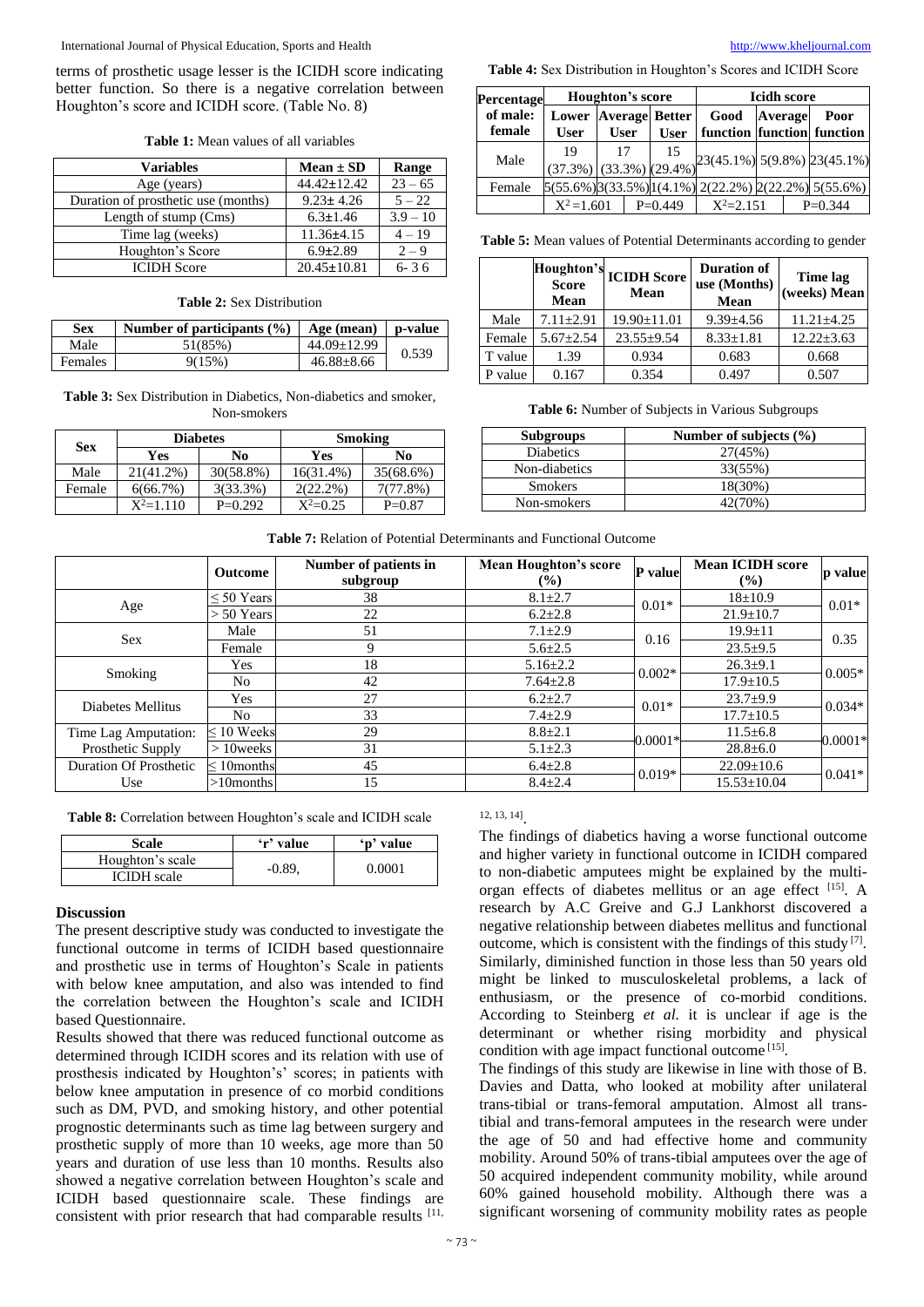terms of prosthetic usage lesser is the ICIDH score indicating better function. So there is a negative correlation between Houghton's score and ICIDH score. (Table No. 8)

**Table 1:** Mean values of all variables

| Variables | Mean ± SD | Range |
|---|---|---|
| Age (years) | 44.42±12.42 | 23 – 65 |
| Duration of prosthetic use (months) | 9.23± 4.26 | 5 – 22 |
| Length of stump (Cms) | 6.3±1.46 | 3.9 – 10 |
| Time lag (weeks) | 11.36±4.15 | 4 – 19 |
| Houghton's Score | 6.9±2.89 | 2 – 9 |
| ICIDH Score | 20.45±10.81 | 6- 3 6 |

**Table 2:** Sex Distribution

| Sex | Number of participants (%) | Age (mean) | p-value |
|---|---|---|---|
| Male | 51(85%) | 44.09±12.99 | 0.539 |
| Females | 9(15%) | 46.88±8.66 | |

**Table 3:** Sex Distribution in Diabetics, Non-diabetics and smoker, Non-smokers

| Sex | Diabetes | | Smoking | |
|---|---|---|---|---|
| | Yes | No | Yes | No |
| Male | 21(41.2%) | 30(58.8%) | 16(31.4%) | 35(68.6%) |
| Female | 6(66.7%) | 3(33.3%) | 2(22.2%) | 7(77.8%) |
| | $X^2$=1.110 | P=0.292 | $X^2$=0.25 | P=0.87 |

**Table 4:** Sex Distribution in Houghton's Scores and ICIDH Score

| Percentage of male: female | Houghton's score | | | Icidh score | | |
|---|---|---|---|---|---|---|
| | Lower User | Average User | Better User | Good function | Average function | Poor function |
| Male | 19 (37.3%) | 17 (33.3%) | 15 (29.4%) | 23(45.1%) | 5(9.8%) | 23(45.1%) |
| Female | 5(55.6%) | 3(33.5%) | 1(4.1%) | 2(22.2%) | 2(22.2%) | 5(55.6%) |
| | $X^2$=1.601 | | P=0.449 | $X^2$=2.151 | | P=0.344 |

**Table 5:** Mean values of Potential Determinants according to gender

| | Houghton's Score Mean | ICIDH Score Mean | Duration of use (Months) Mean | Time lag (weeks) Mean |
|---|---|---|---|---|
| Male | 7.11±2.91 | 19.90±11.01 | 9.39±4.56 | 11.21±4.25 |
| Female | 5.67±2.54 | 23.55±9.54 | 8.33±1.81 | 12.22±3.63 |
| T value | 1.39 | 0.934 | 0.683 | 0.668 |
| P value | 0.167 | 0.354 | 0.497 | 0.507 |

**Table 6:** Number of Subjects in Various Subgroups

| Subgroups | Number of subjects (%) |
|---|---|
| Diabetics | 27(45%) |
| Non-diabetics | 33(55%) |
| Smokers | 18(30%) |
| Non-smokers | 42(70%) |

**Table 7:** Relation of Potential Determinants and Functional Outcome

| | Outcome | Number of patients in subgroup | Mean Houghton's score (%) | P value | Mean ICIDH score (%) | p value |
|---|---|---|---|---|---|---|
| Age | ≤ 50 Years | 38 | 8.1±2.7 | 0.01* | 18±10.9 | 0.01* |
| | > 50 Years | 22 | 6.2±2.8 | | 21.9±10.7 | |
| Sex | Male | 51 | 7.1±2.9 | 0.16 | 19.9±11 | 0.35 |
| | Female | 9 | 5.6±2.5 | | 23.5±9.5 | |
| Smoking | Yes | 18 | 5.16±2.2 | 0.002* | 26.3±9.1 | 0.005* |
| | No | 42 | 7.64±2.8 | | 17.9±10.5 | |
| Diabetes Mellitus | Yes | 27 | 6.2±2.7 | 0.01* | 23.7±9.9 | 0.034* |
| | No | 33 | 7.4±2.9 | | 17.7±10.5 | |
| Time Lag Amputation: Prosthetic Supply | ≤ 10 Weeks | 29 | 8.8±2.1 | 0.0001* | 11.5±6.8 | 0.0001* |
| | > 10weeks | 31 | 5.1±2.3 | | 28.8±6.0 | |
| Duration Of Prosthetic Use | ≤ 10months | 45 | 6.4±2.8 | 0.019* | 22.09±10.6 | 0.041* |
| | >10months | 15 | 8.4±2.4 | | 15.53±10.04 | |

**Table 8:** Correlation between Houghton's scale and ICIDH scale

| Scale | 'r' value | 'p' value |
|---|---|---|
| Houghton's scale | -0.89, | 0.0001 |
| ICIDH scale | | |

## Discussion

The present descriptive study was conducted to investigate the functional outcome in terms of ICIDH based questionnaire and prosthetic use in terms of Houghton's Scale in patients with below knee amputation, and also was intended to find the correlation between the Houghton's scale and ICIDH based Questionnaire.

Results showed that there was reduced functional outcome as determined through ICIDH scores and its relation with use of prosthesis indicated by Houghton's' scores; in patients with below knee amputation in presence of co morbid conditions such as DM, PVD, and smoking history, and other potential prognostic determinants such as time lag between surgery and prosthetic supply of more than 10 weeks, age more than 50 years and duration of use less than 10 months. Results also showed a negative correlation between Houghton's scale and ICIDH based questionnaire scale. These findings are consistent with prior research that had comparable results [11, 12, 13, 14].

The findings of diabetics having a worse functional outcome and higher variety in functional outcome in ICIDH compared to non-diabetic amputees might be explained by the multi-organ effects of diabetes mellitus or an age effect [15]. A research by A.C Greive and G.J Lankhorst discovered a negative relationship between diabetes mellitus and functional outcome, which is consistent with the findings of this study [7]. Similarly, diminished function in those less than 50 years old might be linked to musculoskeletal problems, a lack of enthusiasm, or the presence of co-morbid conditions. According to Steinberg *et al.* it is unclear if age is the determinant or whether rising morbidity and physical condition with age impact functional outcome [15].

The findings of this study are likewise in line with those of B. Davies and Datta, who looked at mobility after unilateral trans-tibial or trans-femoral amputation. Almost all trans-tibial and trans-femoral amputees in the research were under the age of 50 and had effective home and community mobility. Around 50% of trans-tibial amputees over the age of 50 acquired independent community mobility, while around 60% gained household mobility. Although there was a significant worsening of community mobility rates as people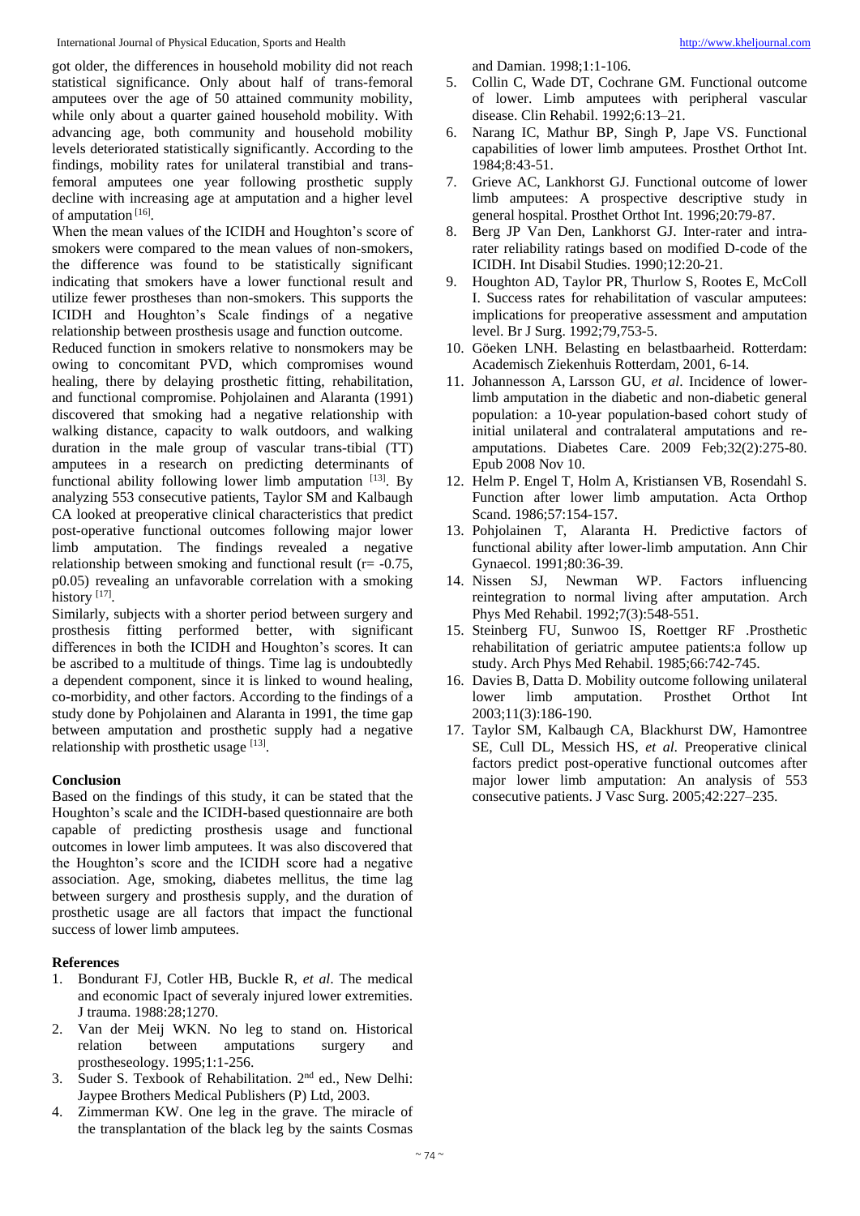got older, the differences in household mobility did not reach statistical significance. Only about half of trans-femoral amputees over the age of 50 attained community mobility, while only about a quarter gained household mobility. With advancing age, both community and household mobility levels deteriorated statistically significantly. According to the findings, mobility rates for unilateral transtibial and trans-femoral amputees one year following prosthetic supply decline with increasing age at amputation and a higher level of amputation [16].

When the mean values of the ICIDH and Houghton's score of smokers were compared to the mean values of non-smokers, the difference was found to be statistically significant indicating that smokers have a lower functional result and utilize fewer prostheses than non-smokers. This supports the ICIDH and Houghton's Scale findings of a negative relationship between prosthesis usage and function outcome.

Reduced function in smokers relative to nonsmokers may be owing to concomitant PVD, which compromises wound healing, there by delaying prosthetic fitting, rehabilitation, and functional compromise. Pohjolainen and Alaranta (1991) discovered that smoking had a negative relationship with walking distance, capacity to walk outdoors, and walking duration in the male group of vascular trans-tibial (TT) amputees in a research on predicting determinants of functional ability following lower limb amputation [13]. By analyzing 553 consecutive patients, Taylor SM and Kalbaugh CA looked at preoperative clinical characteristics that predict post-operative functional outcomes following major lower limb amputation. The findings revealed a negative relationship between smoking and functional result (r= -0.75, p0.05) revealing an unfavorable correlation with a smoking history [17].

Similarly, subjects with a shorter period between surgery and prosthesis fitting performed better, with significant differences in both the ICIDH and Houghton's scores. It can be ascribed to a multitude of things. Time lag is undoubtedly a dependent component, since it is linked to wound healing, co-morbidity, and other factors. According to the findings of a study done by Pohjolainen and Alaranta in 1991, the time gap between amputation and prosthetic supply had a negative relationship with prosthetic usage [13].

## Conclusion

Based on the findings of this study, it can be stated that the Houghton's scale and the ICIDH-based questionnaire are both capable of predicting prosthesis usage and functional outcomes in lower limb amputees. It was also discovered that the Houghton's score and the ICIDH score had a negative association. Age, smoking, diabetes mellitus, the time lag between surgery and prosthesis supply, and the duration of prosthetic usage are all factors that impact the functional success of lower limb amputees.

## References

1. Bondurant FJ, Cotler HB, Buckle R, *et al*. The medical and economic Ipact of severaly injured lower extremities. J trauma. 1988:28;1270.
2. Van der Meij WKN. No leg to stand on. Historical relation between amputations surgery and prostheseology. 1995;1:1-256.
3. Suder S. Texbook of Rehabilitation. 2nd ed., New Delhi: Jaypee Brothers Medical Publishers (P) Ltd, 2003.
4. Zimmerman KW. One leg in the grave. The miracle of the transplantation of the black leg by the saints Cosmas and Damian. 1998;1:1-106.
5. Collin C, Wade DT, Cochrane GM. Functional outcome of lower. Limb amputees with peripheral vascular disease. Clin Rehabil. 1992;6:13–21.
6. Narang IC, Mathur BP, Singh P, Jape VS. Functional capabilities of lower limb amputees. Prosthet Orthot Int. 1984;8:43-51.
7. Grieve AC, Lankhorst GJ. Functional outcome of lower limb amputees: A prospective descriptive study in general hospital. Prosthet Orthot Int. 1996;20:79-87.
8. Berg JP Van Den, Lankhorst GJ. Inter-rater and intra-rater reliability ratings based on modified D-code of the ICIDH. Int Disabil Studies. 1990;12:20-21.
9. Houghton AD, Taylor PR, Thurlow S, Rootes E, McColl I. Success rates for rehabilitation of vascular amputees: implications for preoperative assessment and amputation level. Br J Surg. 1992;79,753-5.
10. Göeken LNH. Belasting en belastbaarheid. Rotterdam: Academisch Ziekenhuis Rotterdam, 2001, 6-14.
11. Johannesson A, Larsson GU, *et al*. Incidence of lower-limb amputation in the diabetic and non-diabetic general population: a 10-year population-based cohort study of initial unilateral and contralateral amputations and re-amputations. Diabetes Care. 2009 Feb;32(2):275-80. Epub 2008 Nov 10.
12. Helm P. Engel T, Holm A, Kristiansen VB, Rosendahl S. Function after lower limb amputation. Acta Orthop Scand. 1986;57:154-157.
13. Pohjolainen T, Alaranta H. Predictive factors of functional ability after lower-limb amputation. Ann Chir Gynaecol. 1991;80:36-39.
14. Nissen SJ, Newman WP. Factors influencing reintegration to normal living after amputation. Arch Phys Med Rehabil. 1992;7(3):548-551.
15. Steinberg FU, Sunwoo IS, Roettger RF .Prosthetic rehabilitation of geriatric amputee patients:a follow up study. Arch Phys Med Rehabil. 1985;66:742-745.
16. Davies B, Datta D. Mobility outcome following unilateral lower limb amputation. Prosthet Orthot Int 2003;11(3):186-190.
17. Taylor SM, Kalbaugh CA, Blackhurst DW, Hamontree SE, Cull DL, Messich HS, *et al*. Preoperative clinical factors predict post-operative functional outcomes after major lower limb amputation: An analysis of 553 consecutive patients. J Vasc Surg. 2005;42:227–235.